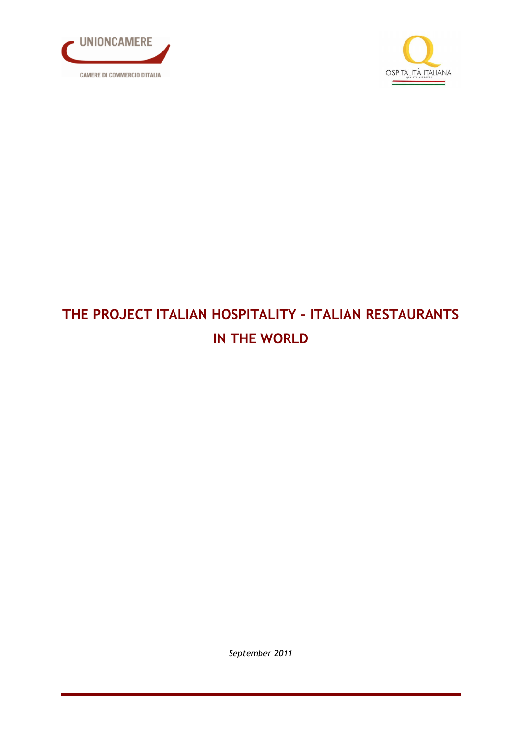UNIONCAMERE

CAMERE DI COMMERCIO D'ITALIA

OSPITALITÀ ITALIANA

# THE PROJECT ITALIAN HOSPITALITY – ITALIAN RESTAURANTS IN THE WORLD

*September 2011*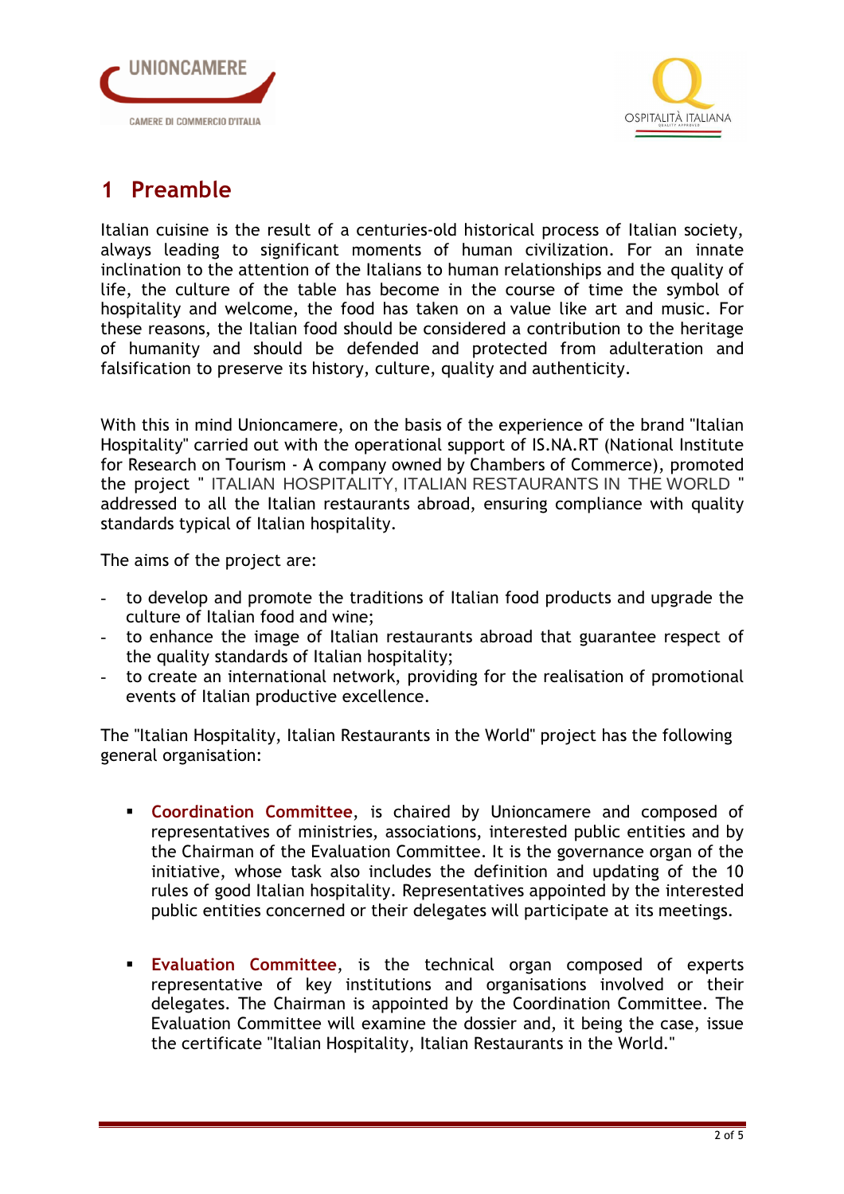# 1 Preamble

Italian cuisine is the result of a centuries-old historical process of Italian society, always leading to significant moments of human civilization. For an innate inclination to the attention of the Italians to human relationships and the quality of life, the culture of the table has become in the course of time the symbol of hospitality and welcome, the food has taken on a value like art and music. For these reasons, the Italian food should be considered a contribution to the heritage of humanity and should be defended and protected from adulteration and falsification to preserve its history, culture, quality and authenticity.

With this in mind Unioncamere, on the basis of the experience of the brand "Italian Hospitality" carried out with the operational support of IS.NA.RT (National Institute for Research on Tourism - A company owned by Chambers of Commerce), promoted the project " ITALIAN HOSPITALITY, ITALIAN RESTAURANTS IN THE WORLD " addressed to all the Italian restaurants abroad, ensuring compliance with quality standards typical of Italian hospitality.

The aims of the project are:

- to develop and promote the traditions of Italian food products and upgrade the culture of Italian food and wine;
- to enhance the image of Italian restaurants abroad that guarantee respect of the quality standards of Italian hospitality;
- to create an international network, providing for the realisation of promotional events of Italian productive excellence.

The "Italian Hospitality, Italian Restaurants in the World" project has the following general organisation:

- **Coordination Committee**, is chaired by Unioncamere and composed of representatives of ministries, associations, interested public entities and by the Chairman of the Evaluation Committee. It is the governance organ of the initiative, whose task also includes the definition and updating of the 10 rules of good Italian hospitality. Representatives appointed by the interested public entities concerned or their delegates will participate at its meetings.

- **Evaluation Committee**, is the technical organ composed of experts representative of key institutions and organisations involved or their delegates. The Chairman is appointed by the Coordination Committee. The Evaluation Committee will examine the dossier and, it being the case, issue the certificate "Italian Hospitality, Italian Restaurants in the World."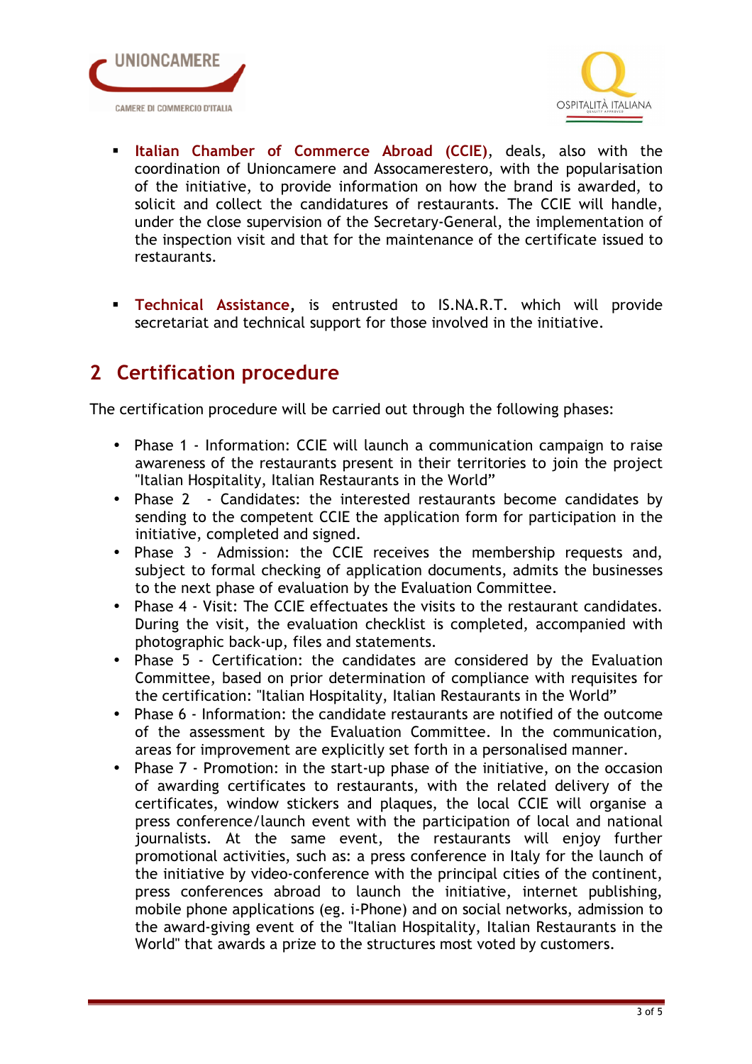- **Italian Chamber of Commerce Abroad (CCIE)**, deals, also with the coordination of Unioncamere and Assocamerestero, with the popularisation of the initiative, to provide information on how the brand is awarded, to solicit and collect the candidatures of restaurants. The CCIE will handle, under the close supervision of the Secretary-General, the implementation of the inspection visit and that for the maintenance of the certificate issued to restaurants.

- **Technical Assistance**, is entrusted to IS.NA.R.T. which will provide secretariat and technical support for those involved in the initiative.

## 2 Certification procedure

The certification procedure will be carried out through the following phases:

- Phase 1 - Information: CCIE will launch a communication campaign to raise awareness of the restaurants present in their territories to join the project "Italian Hospitality, Italian Restaurants in the World"
- Phase 2 - Candidates: the interested restaurants become candidates by sending to the competent CCIE the application form for participation in the initiative, completed and signed.
- Phase 3 - Admission: the CCIE receives the membership requests and, subject to formal checking of application documents, admits the businesses to the next phase of evaluation by the Evaluation Committee.
- Phase 4 - Visit: The CCIE effectuates the visits to the restaurant candidates. During the visit, the evaluation checklist is completed, accompanied with photographic back-up, files and statements.
- Phase 5 - Certification: the candidates are considered by the Evaluation Committee, based on prior determination of compliance with requisites for the certification: "Italian Hospitality, Italian Restaurants in the World"
- Phase 6 - Information: the candidate restaurants are notified of the outcome of the assessment by the Evaluation Committee. In the communication, areas for improvement are explicitly set forth in a personalised manner.
- Phase 7 - Promotion: in the start-up phase of the initiative, on the occasion of awarding certificates to restaurants, with the related delivery of the certificates, window stickers and plaques, the local CCIE will organise a press conference/launch event with the participation of local and national journalists. At the same event, the restaurants will enjoy further promotional activities, such as: a press conference in Italy for the launch of the initiative by video-conference with the principal cities of the continent, press conferences abroad to launch the initiative, internet publishing, mobile phone applications (eg. i-Phone) and on social networks, admission to the award-giving event of the "Italian Hospitality, Italian Restaurants in the World" that awards a prize to the structures most voted by customers.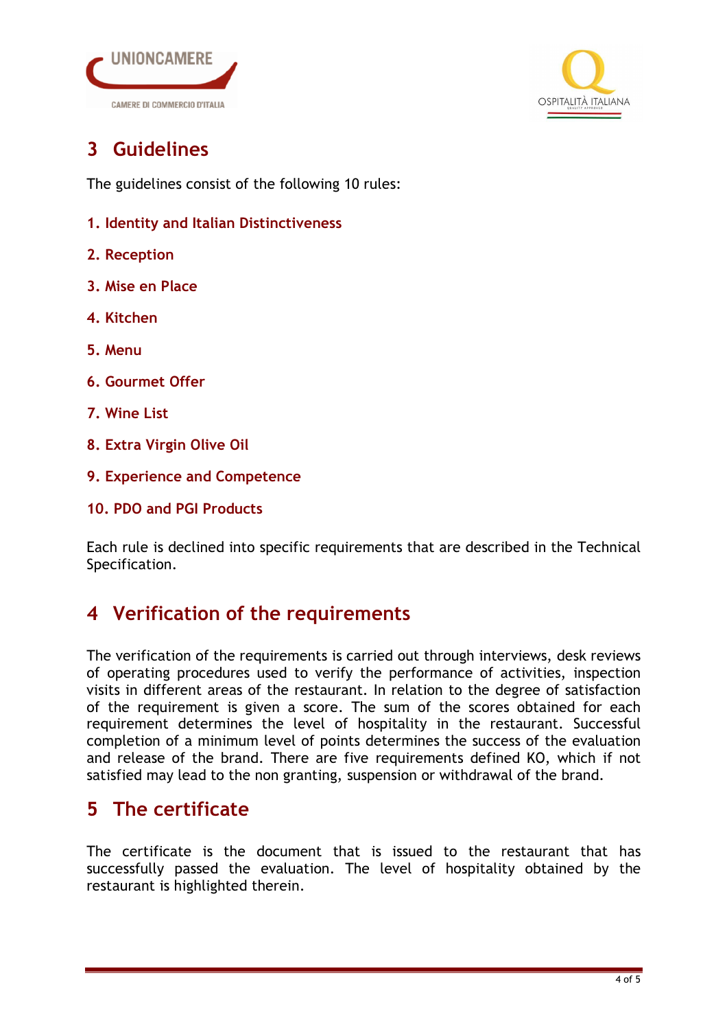## 3 Guidelines

The guidelines consist of the following 10 rules:

1. **Identity and Italian Distinctiveness**
2. **Reception**
3. **Mise en Place**
4. **Kitchen**
5. **Menu**
6. **Gourmet Offer**
7. **Wine List**
8. **Extra Virgin Olive Oil**
9. **Experience and Competence**
10. **PDO and PGI Products**

Each rule is declined into specific requirements that are described in the Technical Specification.

## 4 Verification of the requirements

The verification of the requirements is carried out through interviews, desk reviews of operating procedures used to verify the performance of activities, inspection visits in different areas of the restaurant. In relation to the degree of satisfaction of the requirement is given a score. The sum of the scores obtained for each requirement determines the level of hospitality in the restaurant. Successful completion of a minimum level of points determines the success of the evaluation and release of the brand. There are five requirements defined KO, which if not satisfied may lead to the non granting, suspension or withdrawal of the brand.

## 5 The certificate

The certificate is the document that is issued to the restaurant that has successfully passed the evaluation. The level of hospitality obtained by the restaurant is highlighted therein.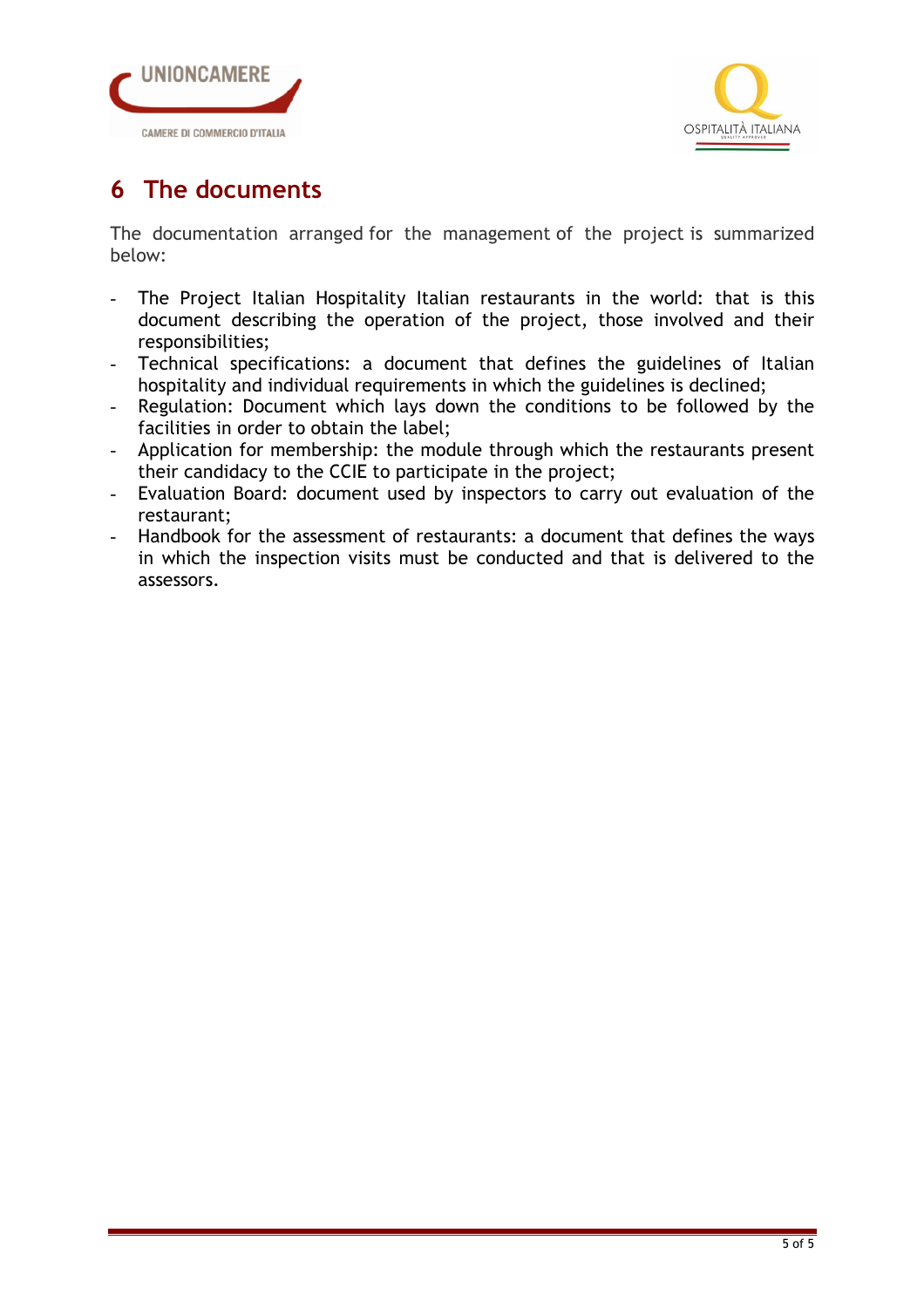# 6 The documents

The documentation arranged for the management of the project is summarized below:

- The Project Italian Hospitality Italian restaurants in the world: that is this document describing the operation of the project, those involved and their responsibilities;
- Technical specifications: a document that defines the guidelines of Italian hospitality and individual requirements in which the guidelines is declined;
- Regulation: Document which lays down the conditions to be followed by the facilities in order to obtain the label;
- Application for membership: the module through which the restaurants present their candidacy to the CCIE to participate in the project;
- Evaluation Board: document used by inspectors to carry out evaluation of the restaurant;
- Handbook for the assessment of restaurants: a document that defines the ways in which the inspection visits must be conducted and that is delivered to the assessors.